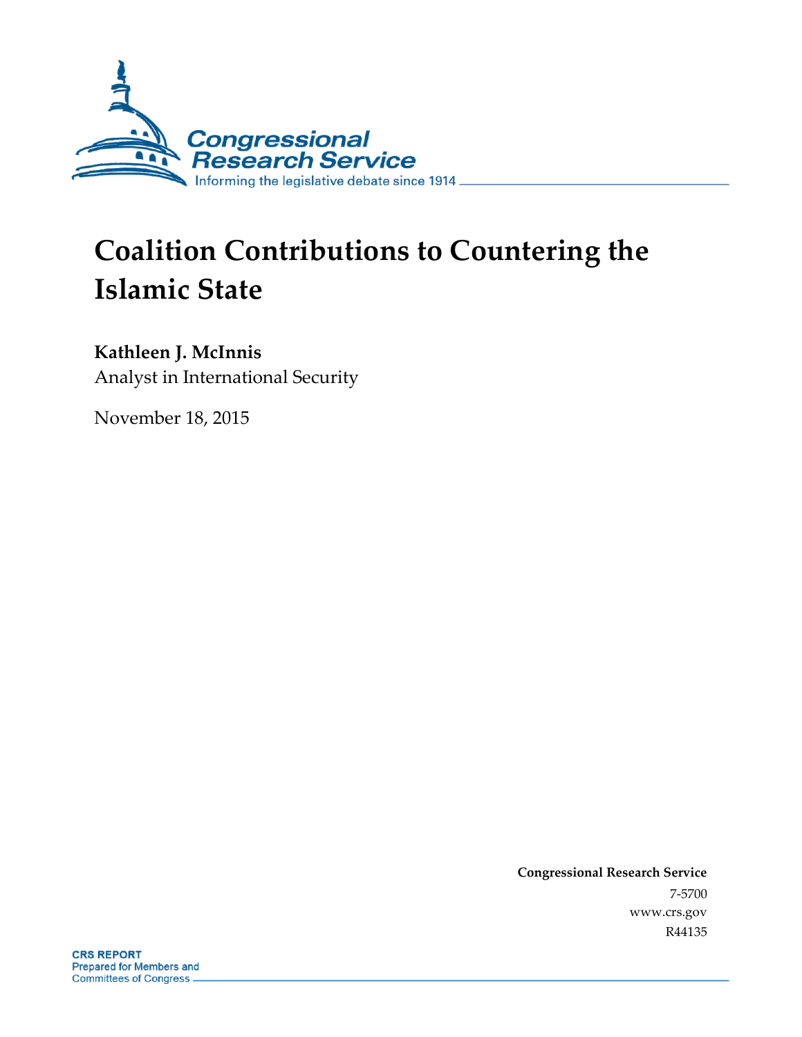Congressional Research Service

Informing the legislative debate since 1914

# Coalition Contributions to Countering the Islamic State

**Kathleen J. McInnis**
Analyst in International Security

November 18, 2015

**Congressional Research Service**
7-5700
www.crs.gov
R44135

**CRS REPORT**
Prepared for Members and Committees of Congress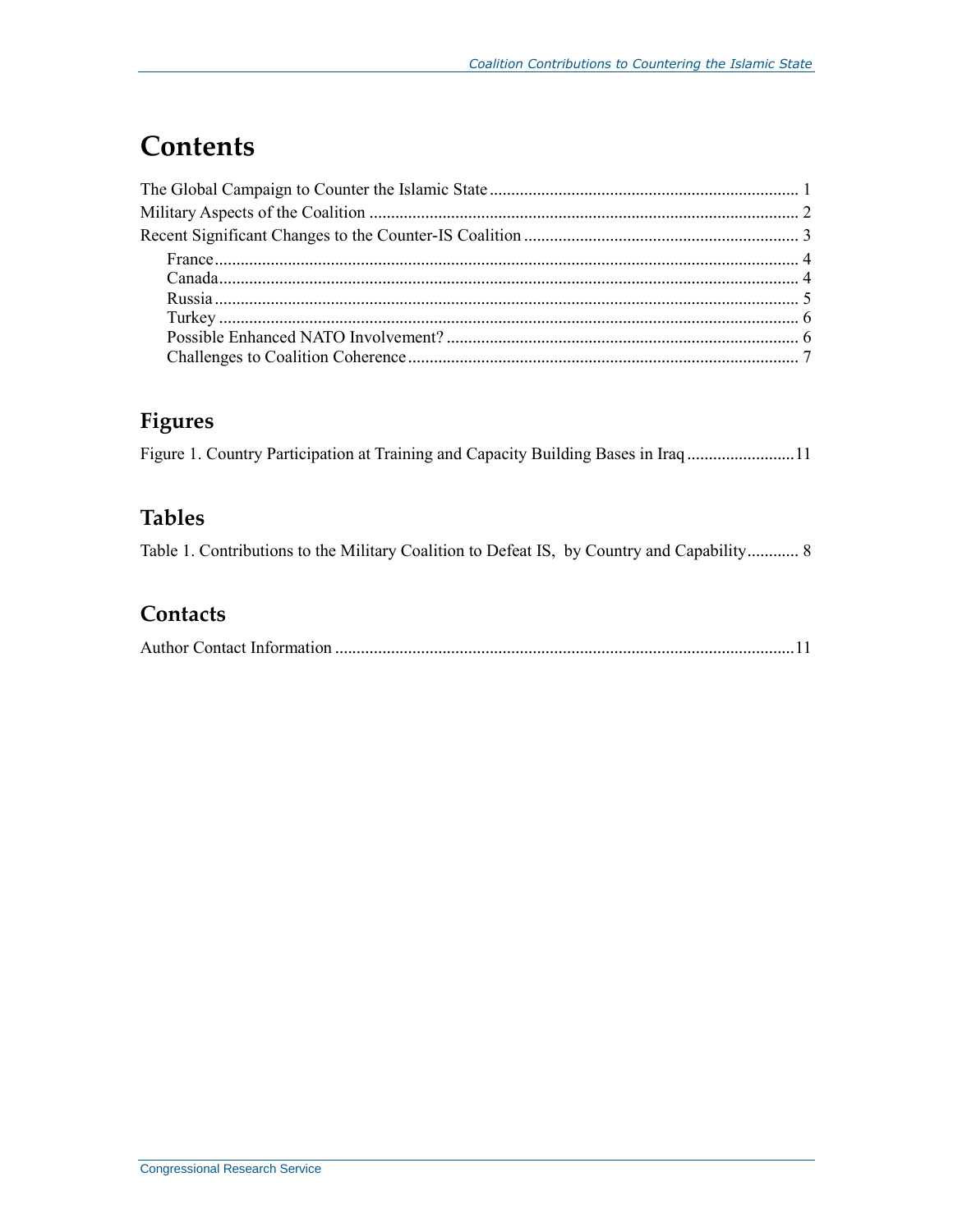# Contents

The Global Campaign to Counter the Islamic State ........................................................................ 1
Military Aspects of the Coalition .................................................................................................... 2
Recent Significant Changes to the Counter-IS Coalition ................................................................ 3
  France ........................................................................................................................................ 4
  Canada ...................................................................................................................................... 4
  Russia ........................................................................................................................................ 5
  Turkey ....................................................................................................................................... 6
  Possible Enhanced NATO Involvement? .................................................................................. 6
  Challenges to Coalition Coherence ........................................................................................... 7

## Figures

Figure 1. Country Participation at Training and Capacity Building Bases in Iraq .........................11

## Tables

Table 1. Contributions to the Military Coalition to Defeat IS, by Country and Capability............ 8

## Contacts

Author Contact Information ..........................................................................................................11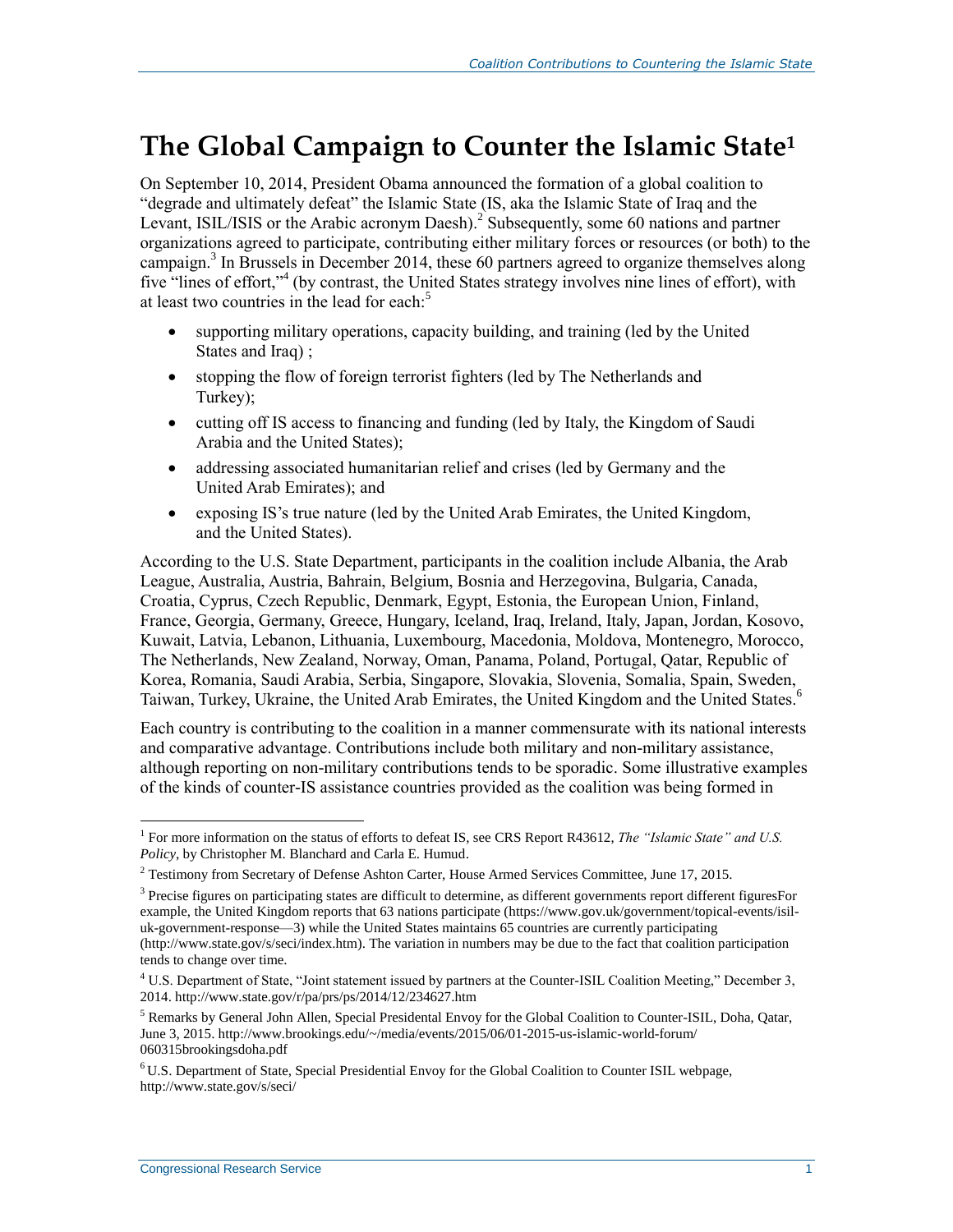# The Global Campaign to Counter the Islamic State[1]

On September 10, 2014, President Obama announced the formation of a global coalition to "degrade and ultimately defeat" the Islamic State (IS, aka the Islamic State of Iraq and the Levant, ISIL/ISIS or the Arabic acronym Daesh).[2] Subsequently, some 60 nations and partner organizations agreed to participate, contributing either military forces or resources (or both) to the campaign.[3] In Brussels in December 2014, these 60 partners agreed to organize themselves along five "lines of effort,"[4] (by contrast, the United States strategy involves nine lines of effort), with at least two countries in the lead for each:[5]

- supporting military operations, capacity building, and training (led by the United States and Iraq) ;
- stopping the flow of foreign terrorist fighters (led by The Netherlands and Turkey);
- cutting off IS access to financing and funding (led by Italy, the Kingdom of Saudi Arabia and the United States);
- addressing associated humanitarian relief and crises (led by Germany and the United Arab Emirates); and
- exposing IS's true nature (led by the United Arab Emirates, the United Kingdom, and the United States).

According to the U.S. State Department, participants in the coalition include Albania, the Arab League, Australia, Austria, Bahrain, Belgium, Bosnia and Herzegovina, Bulgaria, Canada, Croatia, Cyprus, Czech Republic, Denmark, Egypt, Estonia, the European Union, Finland, France, Georgia, Germany, Greece, Hungary, Iceland, Iraq, Ireland, Italy, Japan, Jordan, Kosovo, Kuwait, Latvia, Lebanon, Lithuania, Luxembourg, Macedonia, Moldova, Montenegro, Morocco, The Netherlands, New Zealand, Norway, Oman, Panama, Poland, Portugal, Qatar, Republic of Korea, Romania, Saudi Arabia, Serbia, Singapore, Slovakia, Slovenia, Somalia, Spain, Sweden, Taiwan, Turkey, Ukraine, the United Arab Emirates, the United Kingdom and the United States.[6]

Each country is contributing to the coalition in a manner commensurate with its national interests and comparative advantage. Contributions include both military and non-military assistance, although reporting on non-military contributions tends to be sporadic. Some illustrative examples of the kinds of counter-IS assistance countries provided as the coalition was being formed in

---

[1] For more information on the status of efforts to defeat IS, see CRS Report R43612, *The "Islamic State" and U.S. Policy*, by Christopher M. Blanchard and Carla E. Humud.

[2] Testimony from Secretary of Defense Ashton Carter, House Armed Services Committee, June 17, 2015.

[3] Precise figures on participating states are difficult to determine, as different governments report different figuresFor example, the United Kingdom reports that 63 nations participate (https://www.gov.uk/government/topical-events/isil-uk-government-response—3) while the United States maintains 65 countries are currently participating (http://www.state.gov/s/seci/index.htm). The variation in numbers may be due to the fact that coalition participation tends to change over time.

[4] U.S. Department of State, "Joint statement issued by partners at the Counter-ISIL Coalition Meeting," December 3, 2014. http://www.state.gov/r/pa/prs/ps/2014/12/234627.htm

[5] Remarks by General John Allen, Special Presidential Envoy for the Global Coalition to Counter-ISIL, Doha, Qatar, June 3, 2015. http://www.brookings.edu/~/media/events/2015/06/01-2015-us-islamic-world-forum/060315brookingsdoha.pdf

[6] U.S. Department of State, Special Presidential Envoy for the Global Coalition to Counter ISIL webpage, http://www.state.gov/s/seci/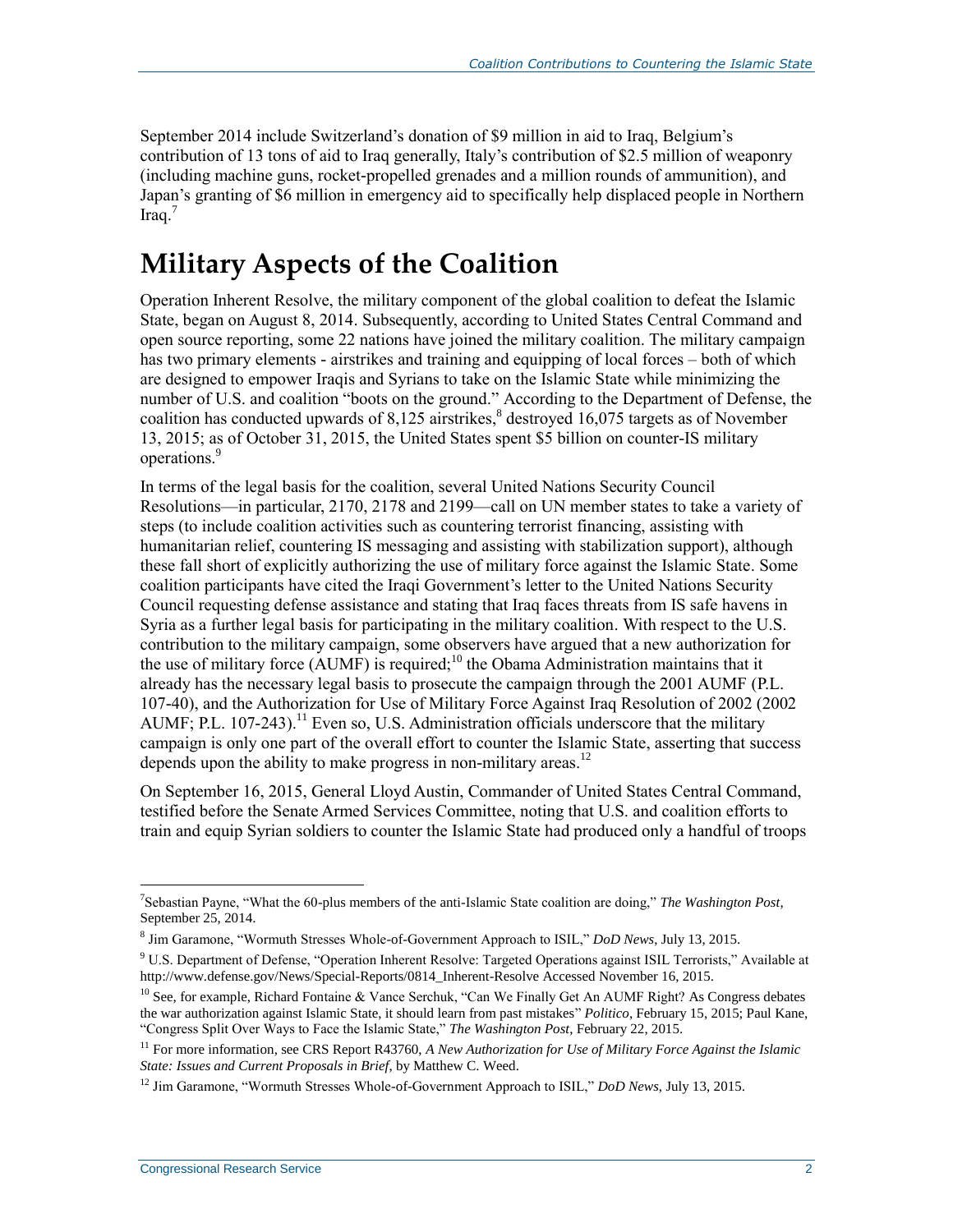September 2014 include Switzerland's donation of $9 million in aid to Iraq, Belgium's contribution of 13 tons of aid to Iraq generally, Italy's contribution of $2.5 million of weaponry (including machine guns, rocket-propelled grenades and a million rounds of ammunition), and Japan's granting of $6 million in emergency aid to specifically help displaced people in Northern Iraq.[7]

# Military Aspects of the Coalition

Operation Inherent Resolve, the military component of the global coalition to defeat the Islamic State, began on August 8, 2014. Subsequently, according to United States Central Command and open source reporting, some 22 nations have joined the military coalition. The military campaign has two primary elements - airstrikes and training and equipping of local forces – both of which are designed to empower Iraqis and Syrians to take on the Islamic State while minimizing the number of U.S. and coalition "boots on the ground." According to the Department of Defense, the coalition has conducted upwards of 8,125 airstrikes,[8] destroyed 16,075 targets as of November 13, 2015; as of October 31, 2015, the United States spent $5 billion on counter-IS military operations.[9]

In terms of the legal basis for the coalition, several United Nations Security Council Resolutions—in particular, 2170, 2178 and 2199—call on UN member states to take a variety of steps (to include coalition activities such as countering terrorist financing, assisting with humanitarian relief, countering IS messaging and assisting with stabilization support), although these fall short of explicitly authorizing the use of military force against the Islamic State. Some coalition participants have cited the Iraqi Government's letter to the United Nations Security Council requesting defense assistance and stating that Iraq faces threats from IS safe havens in Syria as a further legal basis for participating in the military coalition. With respect to the U.S. contribution to the military campaign, some observers have argued that a new authorization for the use of military force (AUMF) is required;[10] the Obama Administration maintains that it already has the necessary legal basis to prosecute the campaign through the 2001 AUMF (P.L. 107-40), and the Authorization for Use of Military Force Against Iraq Resolution of 2002 (2002 AUMF; P.L. 107-243).[11] Even so, U.S. Administration officials underscore that the military campaign is only one part of the overall effort to counter the Islamic State, asserting that success depends upon the ability to make progress in non-military areas.[12]

On September 16, 2015, General Lloyd Austin, Commander of United States Central Command, testified before the Senate Armed Services Committee, noting that U.S. and coalition efforts to train and equip Syrian soldiers to counter the Islamic State had produced only a handful of troops

---

[7] Sebastian Payne, "What the 60-plus members of the anti-Islamic State coalition are doing," *The Washington Post*, September 25, 2014.

[8] Jim Garamone, "Wormuth Stresses Whole-of-Government Approach to ISIL," *DoD News*, July 13, 2015.

[9] U.S. Department of Defense, "Operation Inherent Resolve: Targeted Operations against ISIL Terrorists," Available at http://www.defense.gov/News/Special-Reports/0814_Inherent-Resolve Accessed November 16, 2015.

[10] See, for example, Richard Fontaine & Vance Serchuk, "Can We Finally Get An AUMF Right? As Congress debates the war authorization against Islamic State, it should learn from past mistakes" *Politico*, February 15, 2015; Paul Kane, "Congress Split Over Ways to Face the Islamic State," *The Washington Post*, February 22, 2015.

[11] For more information, see CRS Report R43760, *A New Authorization for Use of Military Force Against the Islamic State: Issues and Current Proposals in Brief*, by Matthew C. Weed.

[12] Jim Garamone, "Wormuth Stresses Whole-of-Government Approach to ISIL," *DoD News*, July 13, 2015.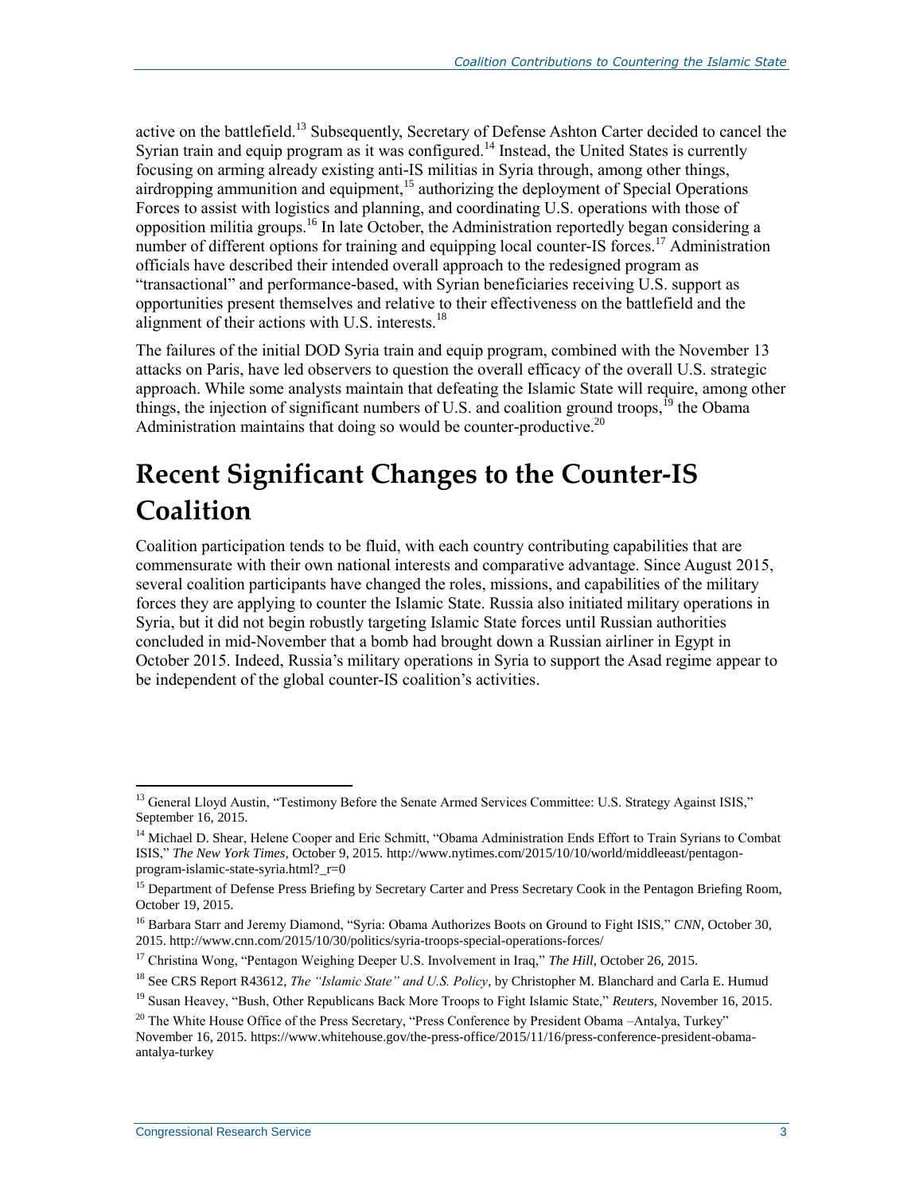active on the battlefield.[13] Subsequently, Secretary of Defense Ashton Carter decided to cancel the Syrian train and equip program as it was configured.[14] Instead, the United States is currently focusing on arming already existing anti-IS militias in Syria through, among other things, airdropping ammunition and equipment,[15] authorizing the deployment of Special Operations Forces to assist with logistics and planning, and coordinating U.S. operations with those of opposition militia groups.[16] In late October, the Administration reportedly began considering a number of different options for training and equipping local counter-IS forces.[17] Administration officials have described their intended overall approach to the redesigned program as "transactional" and performance-based, with Syrian beneficiaries receiving U.S. support as opportunities present themselves and relative to their effectiveness on the battlefield and the alignment of their actions with U.S. interests.[18]

The failures of the initial DOD Syria train and equip program, combined with the November 13 attacks on Paris, have led observers to question the overall efficacy of the overall U.S. strategic approach. While some analysts maintain that defeating the Islamic State will require, among other things, the injection of significant numbers of U.S. and coalition ground troops,[19] the Obama Administration maintains that doing so would be counter-productive.[20]

# Recent Significant Changes to the Counter-IS Coalition

Coalition participation tends to be fluid, with each country contributing capabilities that are commensurate with their own national interests and comparative advantage. Since August 2015, several coalition participants have changed the roles, missions, and capabilities of the military forces they are applying to counter the Islamic State. Russia also initiated military operations in Syria, but it did not begin robustly targeting Islamic State forces until Russian authorities concluded in mid-November that a bomb had brought down a Russian airliner in Egypt in October 2015. Indeed, Russia's military operations in Syria to support the Asad regime appear to be independent of the global counter-IS coalition's activities.

---

[13] General Lloyd Austin, "Testimony Before the Senate Armed Services Committee: U.S. Strategy Against ISIS," September 16, 2015.

[14] Michael D. Shear, Helene Cooper and Eric Schmitt, "Obama Administration Ends Effort to Train Syrians to Combat ISIS," *The New York Times*, October 9, 2015. http://www.nytimes.com/2015/10/10/world/middleeast/pentagon-program-islamic-state-syria.html?_r=0

[15] Department of Defense Press Briefing by Secretary Carter and Press Secretary Cook in the Pentagon Briefing Room, October 19, 2015.

[16] Barbara Starr and Jeremy Diamond, "Syria: Obama Authorizes Boots on Ground to Fight ISIS," *CNN*, October 30, 2015. http://www.cnn.com/2015/10/30/politics/syria-troops-special-operations-forces/

[17] Christina Wong, "Pentagon Weighing Deeper U.S. Involvement in Iraq," *The Hill*, October 26, 2015.

[18] See CRS Report R43612, *The "Islamic State" and U.S. Policy*, by Christopher M. Blanchard and Carla E. Humud

[19] Susan Heavey, "Bush, Other Republicans Back More Troops to Fight Islamic State," *Reuters*, November 16, 2015.

[20] The White House Office of the Press Secretary, "Press Conference by President Obama –Antalya, Turkey" November 16, 2015. https://www.whitehouse.gov/the-press-office/2015/11/16/press-conference-president-obama-antalya-turkey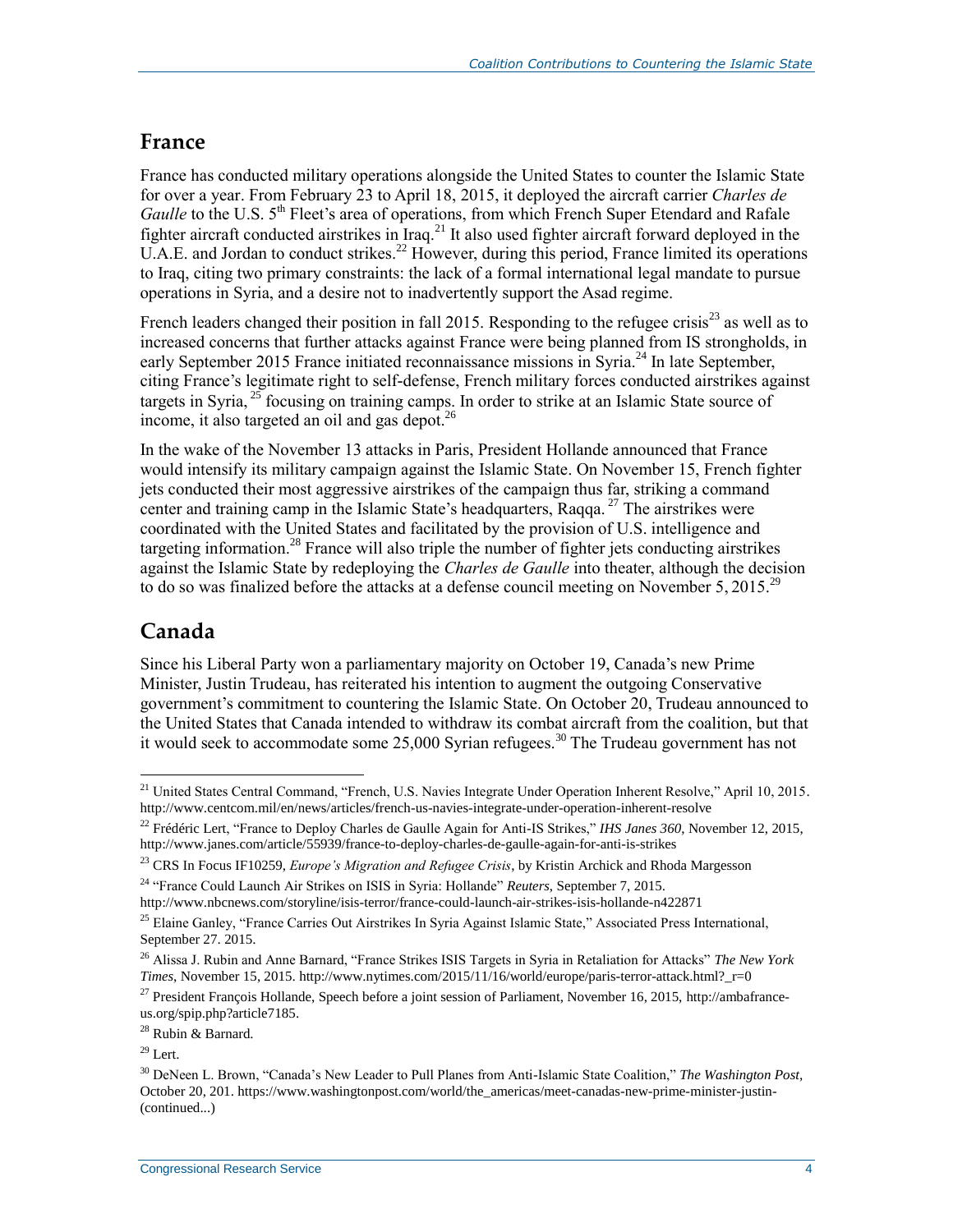## France

France has conducted military operations alongside the United States to counter the Islamic State for over a year. From February 23 to April 18, 2015, it deployed the aircraft carrier *Charles de Gaulle* to the U.S. 5th Fleet's area of operations, from which French Super Etendard and Rafale fighter aircraft conducted airstrikes in Iraq.[21] It also used fighter aircraft forward deployed in the U.A.E. and Jordan to conduct strikes.[22] However, during this period, France limited its operations to Iraq, citing two primary constraints: the lack of a formal international legal mandate to pursue operations in Syria, and a desire not to inadvertently support the Asad regime.

French leaders changed their position in fall 2015. Responding to the refugee crisis[23] as well as to increased concerns that further attacks against France were being planned from IS strongholds, in early September 2015 France initiated reconnaissance missions in Syria.[24] In late September, citing France's legitimate right to self-defense, French military forces conducted airstrikes against targets in Syria,[25] focusing on training camps. In order to strike at an Islamic State source of income, it also targeted an oil and gas depot.[26]

In the wake of the November 13 attacks in Paris, President Hollande announced that France would intensify its military campaign against the Islamic State. On November 15, French fighter jets conducted their most aggressive airstrikes of the campaign thus far, striking a command center and training camp in the Islamic State's headquarters, Raqqa.[27] The airstrikes were coordinated with the United States and facilitated by the provision of U.S. intelligence and targeting information.[28] France will also triple the number of fighter jets conducting airstrikes against the Islamic State by redeploying the *Charles de Gaulle* into theater, although the decision to do so was finalized before the attacks at a defense council meeting on November 5, 2015.[29]

## Canada

Since his Liberal Party won a parliamentary majority on October 19, Canada's new Prime Minister, Justin Trudeau, has reiterated his intention to augment the outgoing Conservative government's commitment to countering the Islamic State. On October 20, Trudeau announced to the United States that Canada intended to withdraw its combat aircraft from the coalition, but that it would seek to accommodate some 25,000 Syrian refugees.[30] The Trudeau government has not

---

[21] United States Central Command, "French, U.S. Navies Integrate Under Operation Inherent Resolve," April 10, 2015. http://www.centcom.mil/en/news/articles/french-us-navies-integrate-under-operation-inherent-resolve

[22] Frédéric Lert, "France to Deploy Charles de Gaulle Again for Anti-IS Strikes," *IHS Janes 360*, November 12, 2015, http://www.janes.com/article/55939/france-to-deploy-charles-de-gaulle-again-for-anti-is-strikes

[23] CRS In Focus IF10259, *Europe's Migration and Refugee Crisis*, by Kristin Archick and Rhoda Margesson

[24] "France Could Launch Air Strikes on ISIS in Syria: Hollande" *Reuters*, September 7, 2015. http://www.nbcnews.com/storyline/isis-terror/france-could-launch-air-strikes-isis-hollande-n422871

[25] Elaine Ganley, "France Carries Out Airstrikes In Syria Against Islamic State," Associated Press International, September 27. 2015.

[26] Alissa J. Rubin and Anne Barnard, "France Strikes ISIS Targets in Syria in Retaliation for Attacks" *The New York Times*, November 15, 2015. http://www.nytimes.com/2015/11/16/world/europe/paris-terror-attack.html?_r=0

[27] President François Hollande, Speech before a joint session of Parliament, November 16, 2015, http://ambafrance-us.org/spip.php?article7185.

[28] Rubin & Barnard.

[29] Lert.

[30] DeNeen L. Brown, "Canada's New Leader to Pull Planes from Anti-Islamic State Coalition," *The Washington Post*, October 20, 201. https://www.washingtonpost.com/world/the_americas/meet-canadas-new-prime-minister-justin-(continued...)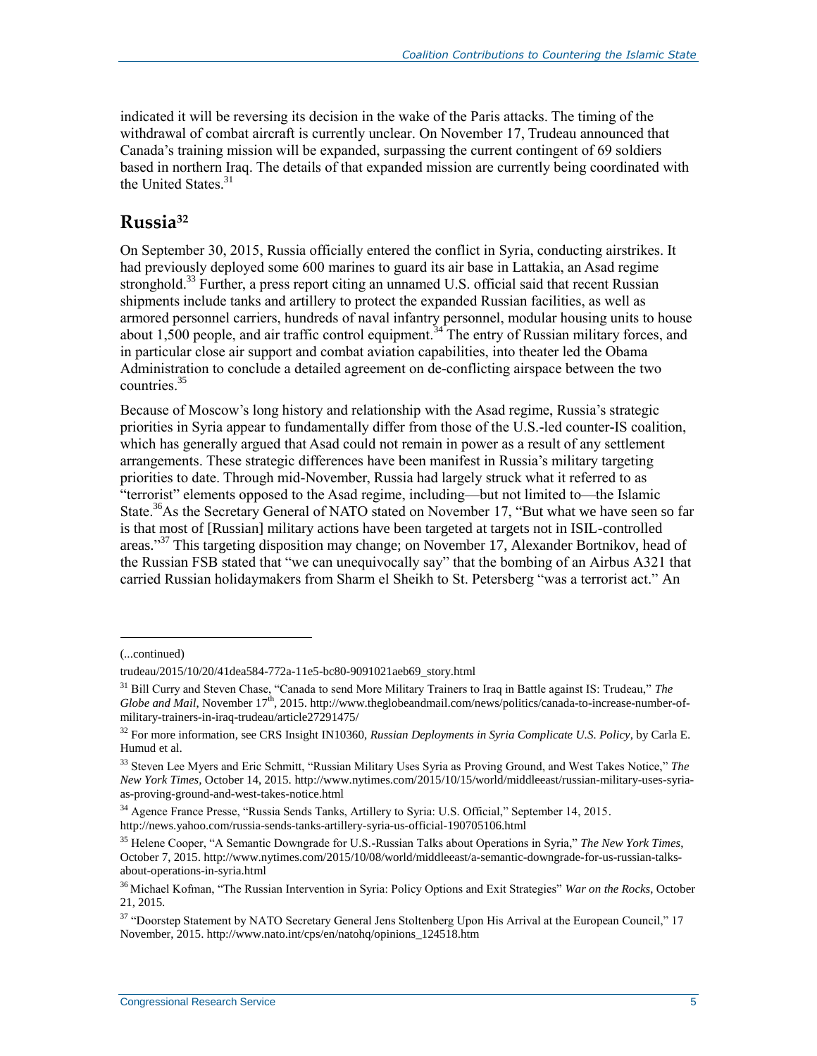indicated it will be reversing its decision in the wake of the Paris attacks. The timing of the withdrawal of combat aircraft is currently unclear. On November 17, Trudeau announced that Canada's training mission will be expanded, surpassing the current contingent of 69 soldiers based in northern Iraq. The details of that expanded mission are currently being coordinated with the United States.[31]

## Russia[32]

On September 30, 2015, Russia officially entered the conflict in Syria, conducting airstrikes. It had previously deployed some 600 marines to guard its air base in Lattakia, an Asad regime stronghold.[33] Further, a press report citing an unnamed U.S. official said that recent Russian shipments include tanks and artillery to protect the expanded Russian facilities, as well as armored personnel carriers, hundreds of naval infantry personnel, modular housing units to house about 1,500 people, and air traffic control equipment.[34] The entry of Russian military forces, and in particular close air support and combat aviation capabilities, into theater led the Obama Administration to conclude a detailed agreement on de-conflicting airspace between the two countries.[35]

Because of Moscow's long history and relationship with the Asad regime, Russia's strategic priorities in Syria appear to fundamentally differ from those of the U.S.-led counter-IS coalition, which has generally argued that Asad could not remain in power as a result of any settlement arrangements. These strategic differences have been manifest in Russia's military targeting priorities to date. Through mid-November, Russia had largely struck what it referred to as "terrorist" elements opposed to the Asad regime, including—but not limited to—the Islamic State.[36]As the Secretary General of NATO stated on November 17, "But what we have seen so far is that most of [Russian] military actions have been targeted at targets not in ISIL-controlled areas."[37] This targeting disposition may change; on November 17, Alexander Bortnikov, head of the Russian FSB stated that "we can unequivocally say" that the bombing of an Airbus A321 that carried Russian holidaymakers from Sharm el Sheikh to St. Petersberg "was a terrorist act." An

---

(...continued)

trudeau/2015/10/20/41dea584-772a-11e5-bc80-9091021aeb69_story.html

[31] Bill Curry and Steven Chase, "Canada to send More Military Trainers to Iraq in Battle against IS: Trudeau," *The Globe and Mail*, November 17th, 2015. http://www.theglobeandmail.com/news/politics/canada-to-increase-number-of-military-trainers-in-iraq-trudeau/article27291475/

[32] For more information, see CRS Insight IN10360, *Russian Deployments in Syria Complicate U.S. Policy*, by Carla E. Humud et al.

[33] Steven Lee Myers and Eric Schmitt, "Russian Military Uses Syria as Proving Ground, and West Takes Notice," *The New York Times*, October 14, 2015. http://www.nytimes.com/2015/10/15/world/middleeast/russian-military-uses-syria-as-proving-ground-and-west-takes-notice.html

[34] Agence France Presse, "Russia Sends Tanks, Artillery to Syria: U.S. Official," September 14, 2015. http://news.yahoo.com/russia-sends-tanks-artillery-syria-us-official-190705106.html

[35] Helene Cooper, "A Semantic Downgrade for U.S.-Russian Talks about Operations in Syria," *The New York Times*, October 7, 2015. http://www.nytimes.com/2015/10/08/world/middleeast/a-semantic-downgrade-for-us-russian-talks-about-operations-in-syria.html

[36] Michael Kofman, "The Russian Intervention in Syria: Policy Options and Exit Strategies" *War on the Rocks*, October 21, 2015.

[37] "Doorstep Statement by NATO Secretary General Jens Stoltenberg Upon His Arrival at the European Council," 17 November, 2015. http://www.nato.int/cps/en/natohq/opinions_124518.htm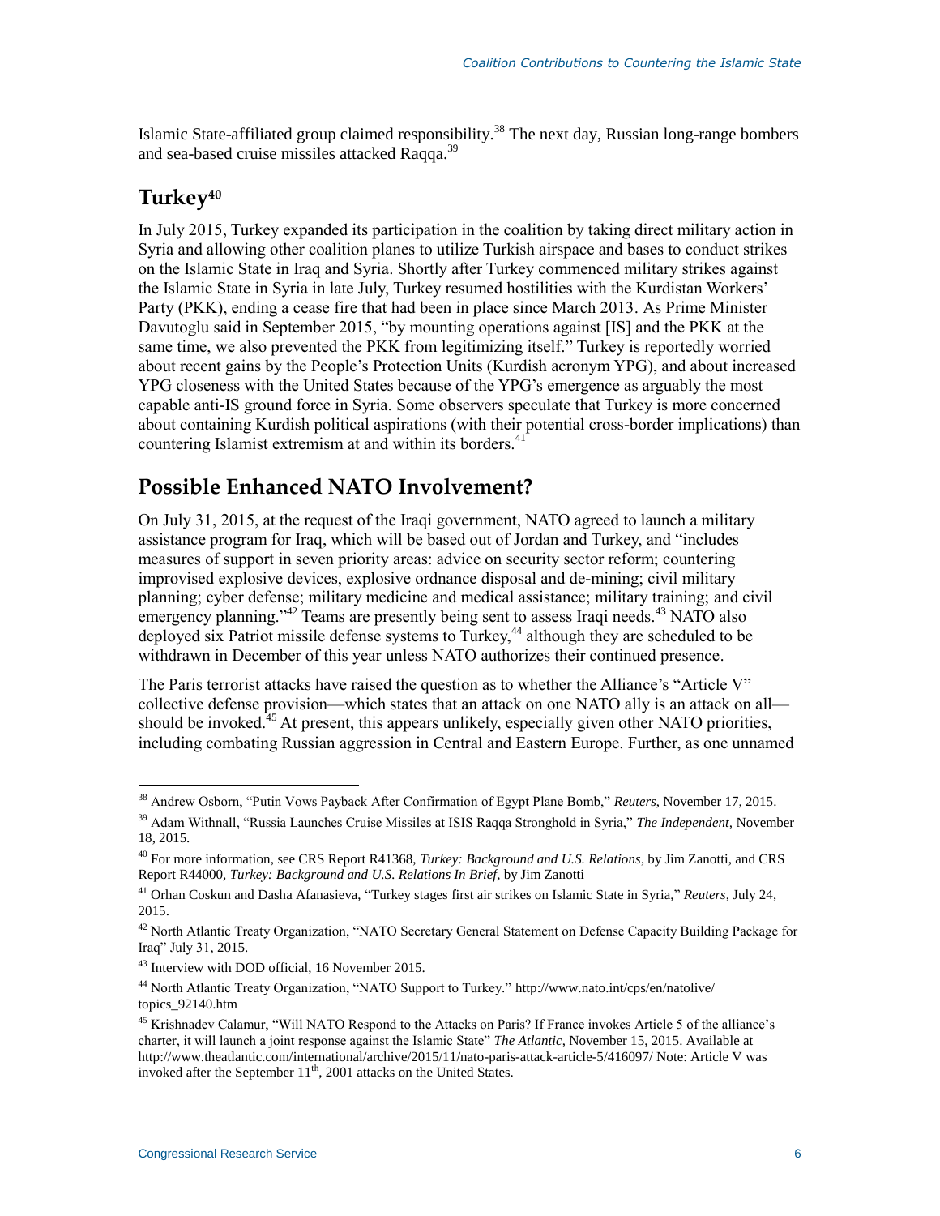Islamic State-affiliated group claimed responsibility.[38] The next day, Russian long-range bombers and sea-based cruise missiles attacked Raqqa.[39]

## Turkey[40]

In July 2015, Turkey expanded its participation in the coalition by taking direct military action in Syria and allowing other coalition planes to utilize Turkish airspace and bases to conduct strikes on the Islamic State in Iraq and Syria. Shortly after Turkey commenced military strikes against the Islamic State in Syria in late July, Turkey resumed hostilities with the Kurdistan Workers' Party (PKK), ending a cease fire that had been in place since March 2013. As Prime Minister Davutoglu said in September 2015, "by mounting operations against [IS] and the PKK at the same time, we also prevented the PKK from legitimizing itself." Turkey is reportedly worried about recent gains by the People's Protection Units (Kurdish acronym YPG), and about increased YPG closeness with the United States because of the YPG's emergence as arguably the most capable anti-IS ground force in Syria. Some observers speculate that Turkey is more concerned about containing Kurdish political aspirations (with their potential cross-border implications) than countering Islamist extremism at and within its borders.[41]

## Possible Enhanced NATO Involvement?

On July 31, 2015, at the request of the Iraqi government, NATO agreed to launch a military assistance program for Iraq, which will be based out of Jordan and Turkey, and "includes measures of support in seven priority areas: advice on security sector reform; countering improvised explosive devices, explosive ordnance disposal and de-mining; civil military planning; cyber defense; military medicine and medical assistance; military training; and civil emergency planning."[42] Teams are presently being sent to assess Iraqi needs.[43] NATO also deployed six Patriot missile defense systems to Turkey,[44] although they are scheduled to be withdrawn in December of this year unless NATO authorizes their continued presence.

The Paris terrorist attacks have raised the question as to whether the Alliance's "Article V" collective defense provision—which states that an attack on one NATO ally is an attack on all—should be invoked.[45] At present, this appears unlikely, especially given other NATO priorities, including combating Russian aggression in Central and Eastern Europe. Further, as one unnamed

---

[38] Andrew Osborn, "Putin Vows Payback After Confirmation of Egypt Plane Bomb," *Reuters*, November 17, 2015.

[39] Adam Withnall, "Russia Launches Cruise Missiles at ISIS Raqqa Stronghold in Syria," *The Independent*, November 18, 2015.

[40] For more information, see CRS Report R41368, *Turkey: Background and U.S. Relations*, by Jim Zanotti, and CRS Report R44000, *Turkey: Background and U.S. Relations In Brief*, by Jim Zanotti

[41] Orhan Coskun and Dasha Afanasieva, "Turkey stages first air strikes on Islamic State in Syria," *Reuters*, July 24, 2015.

[42] North Atlantic Treaty Organization, "NATO Secretary General Statement on Defense Capacity Building Package for Iraq" July 31, 2015.

[43] Interview with DOD official, 16 November 2015.

[44] North Atlantic Treaty Organization, "NATO Support to Turkey." http://www.nato.int/cps/en/natolive/topics_92140.htm

[45] Krishnadev Calamur, "Will NATO Respond to the Attacks on Paris? If France invokes Article 5 of the alliance's charter, it will launch a joint response against the Islamic State" *The Atlantic*, November 15, 2015. Available at http://www.theatlantic.com/international/archive/2015/11/nato-paris-attack-article-5/416097/ Note: Article V was invoked after the September 11th, 2001 attacks on the United States.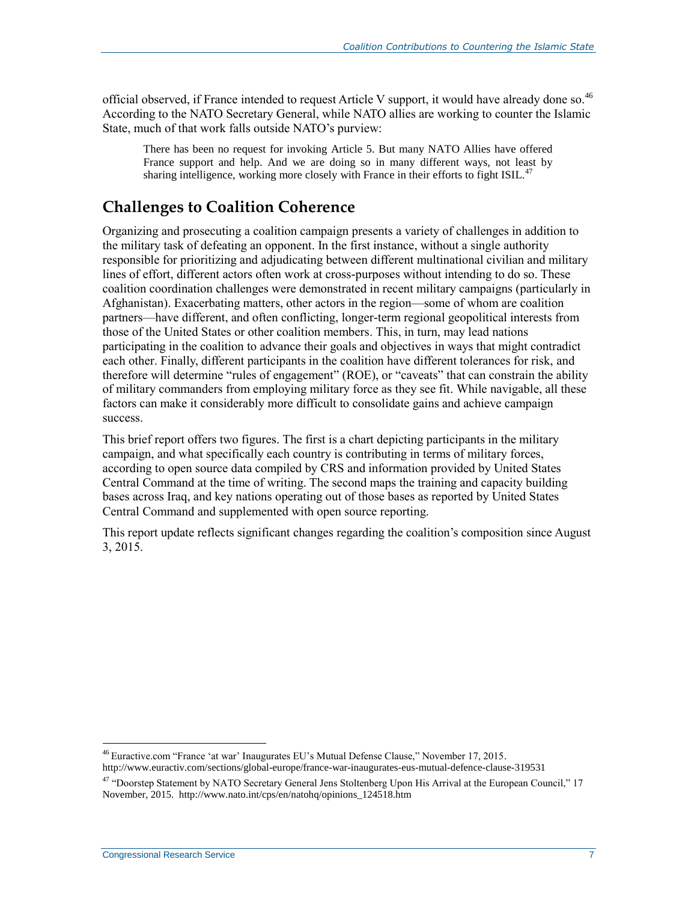official observed, if France intended to request Article V support, it would have already done so.[46] According to the NATO Secretary General, while NATO allies are working to counter the Islamic State, much of that work falls outside NATO's purview:

> There has been no request for invoking Article 5. But many NATO Allies have offered France support and help. And we are doing so in many different ways, not least by sharing intelligence, working more closely with France in their efforts to fight ISIL.[47]

## Challenges to Coalition Coherence

Organizing and prosecuting a coalition campaign presents a variety of challenges in addition to the military task of defeating an opponent. In the first instance, without a single authority responsible for prioritizing and adjudicating between different multinational civilian and military lines of effort, different actors often work at cross-purposes without intending to do so. These coalition coordination challenges were demonstrated in recent military campaigns (particularly in Afghanistan). Exacerbating matters, other actors in the region—some of whom are coalition partners—have different, and often conflicting, longer-term regional geopolitical interests from those of the United States or other coalition members. This, in turn, may lead nations participating in the coalition to advance their goals and objectives in ways that might contradict each other. Finally, different participants in the coalition have different tolerances for risk, and therefore will determine "rules of engagement" (ROE), or "caveats" that can constrain the ability of military commanders from employing military force as they see fit. While navigable, all these factors can make it considerably more difficult to consolidate gains and achieve campaign success.

This brief report offers two figures. The first is a chart depicting participants in the military campaign, and what specifically each country is contributing in terms of military forces, according to open source data compiled by CRS and information provided by United States Central Command at the time of writing. The second maps the training and capacity building bases across Iraq, and key nations operating out of those bases as reported by United States Central Command and supplemented with open source reporting.

This report update reflects significant changes regarding the coalition's composition since August 3, 2015.

---

[46] Euractive.com "France 'at war' Inaugurates EU's Mutual Defense Clause," November 17, 2015. http://www.euractiv.com/sections/global-europe/france-war-inaugurates-eus-mutual-defence-clause-319531

[47] "Doorstep Statement by NATO Secretary General Jens Stoltenberg Upon His Arrival at the European Council," 17 November, 2015. http://www.nato.int/cps/en/natohq/opinions_124518.htm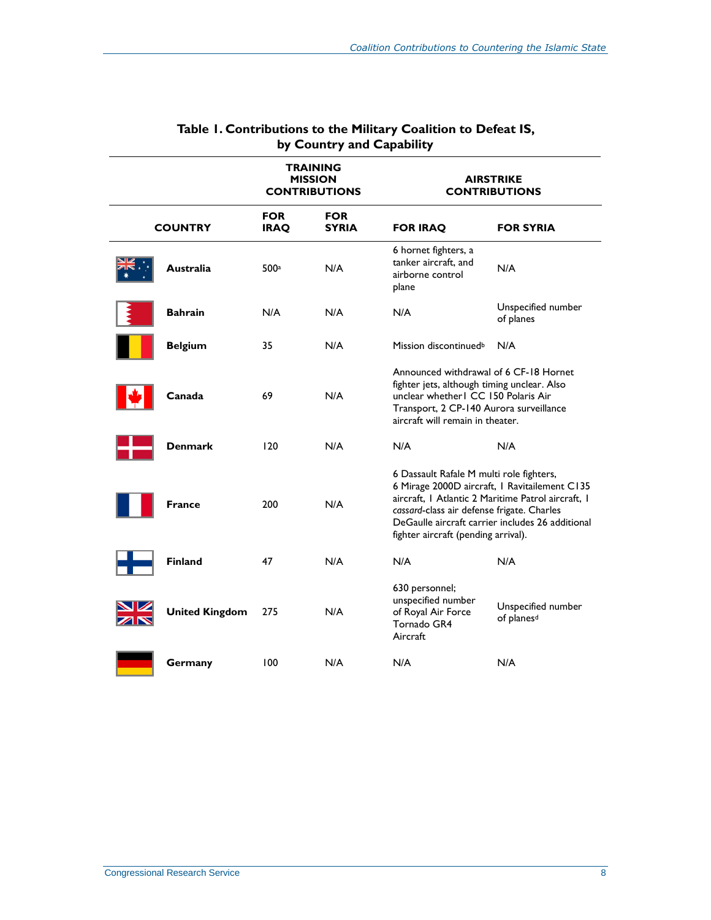**Table 1. Contributions to the Military Coalition to Defeat IS, by Country and Capability**

| | TRAINING MISSION CONTRIBUTIONS | | AIRSTRIKE CONTRIBUTIONS | |
|---|---|---|---|---|
| COUNTRY | FOR IRAQ | FOR SYRIA | FOR IRAQ | FOR SYRIA |
| **Australia** | 500[a] | N/A | 6 hornet fighters, a tanker aircraft, and airborne control plane | N/A |
| **Bahrain** | N/A | N/A | N/A | Unspecified number of planes |
| **Belgium** | 35 | N/A | Mission discontinued[b] | N/A |
| **Canada** | 69 | N/A | Announced withdrawal of 6 CF-18 Hornet fighter jets, although timing unclear. Also unclear whether1 CC 150 Polaris Air Transport, 2 CP-140 Aurora surveillance aircraft will remain in theater. | |
| **Denmark** | 120 | N/A | N/A | N/A |
| **France** | 200 | N/A | 6 Dassault Rafale M multi role fighters, 6 Mirage 2000D aircraft, 1 Ravitailement C135 aircraft, 1 Atlantic 2 Maritime Patrol aircraft, 1 *cassard*-class air defense frigate. Charles DeGaulle aircraft carrier includes 26 additional fighter aircraft (pending arrival). | |
| **Finland** | 47 | N/A | N/A | N/A |
| **United Kingdom** | 275 | N/A | 630 personnel; unspecified number of Royal Air Force Tornado GR4 Aircraft | Unspecified number of planes[d] |
| **Germany** | 100 | N/A | N/A | N/A |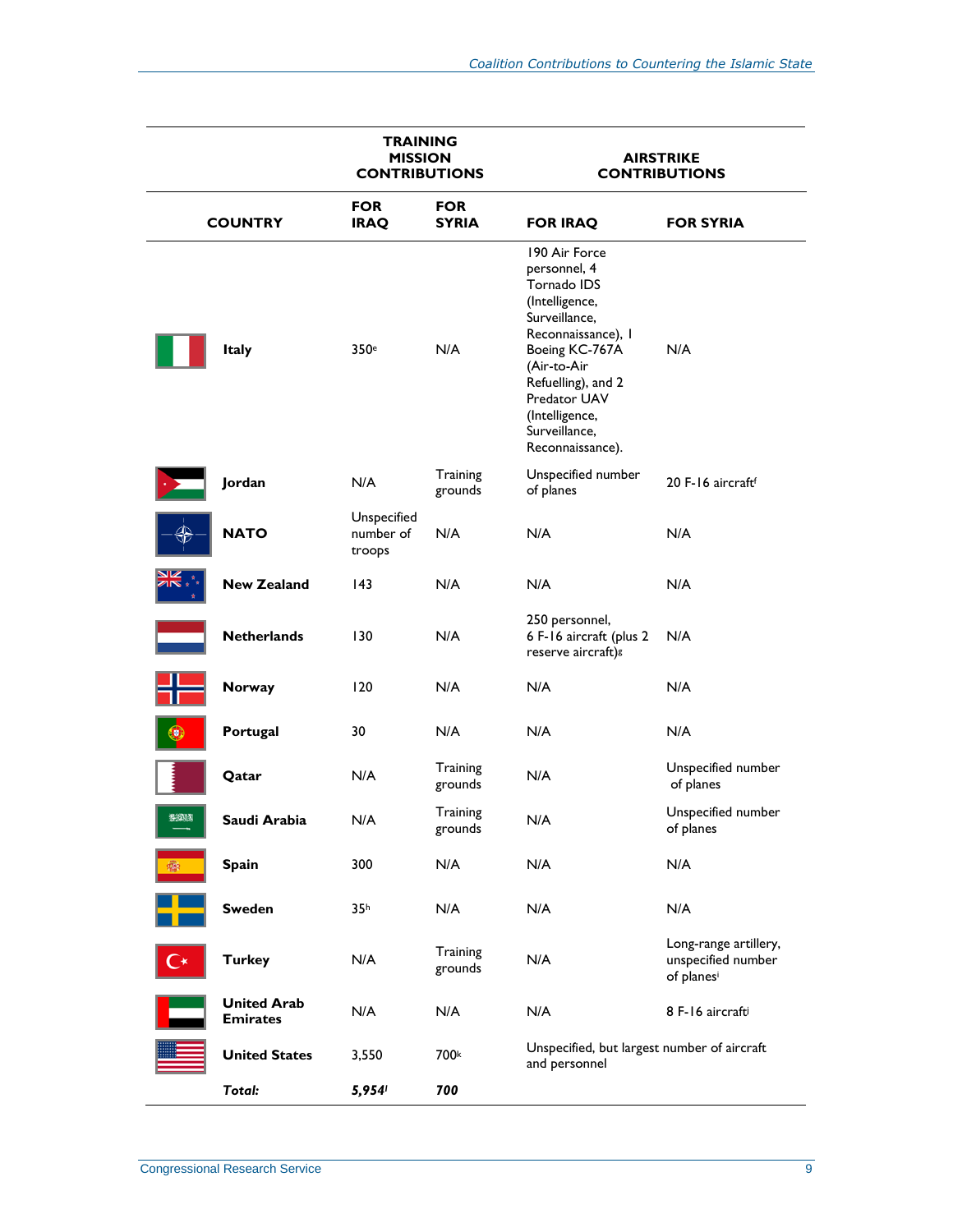| COUNTRY | TRAINING MISSION CONTRIBUTIONS | | AIRSTRIKE CONTRIBUTIONS | |
|---|---|---|---|---|
| | FOR IRAQ | FOR SYRIA | FOR IRAQ | FOR SYRIA |
| **Italy** | 350[e] | N/A | 190 Air Force personnel, 4 Tornado IDS (Intelligence, Surveillance, Reconnaissance), 1 Boeing KC-767A (Air-to-Air Refuelling), and 2 Predator UAV (Intelligence, Surveillance, Reconnaissance). | N/A |
| **Jordan** | N/A | Training grounds | Unspecified number of planes | 20 F-16 aircraft[f] |
| **NATO** | Unspecified number of troops | N/A | N/A | N/A |
| **New Zealand** | 143 | N/A | N/A | N/A |
| **Netherlands** | 130 | N/A | 250 personnel, 6 F-16 aircraft (plus 2 reserve aircraft)[g] | N/A |
| **Norway** | 120 | N/A | N/A | N/A |
| **Portugal** | 30 | N/A | N/A | N/A |
| **Qatar** | N/A | Training grounds | N/A | Unspecified number of planes |
| **Saudi Arabia** | N/A | Training grounds | N/A | Unspecified number of planes |
| **Spain** | 300 | N/A | N/A | N/A |
| **Sweden** | 35[h] | N/A | N/A | N/A |
| **Turkey** | N/A | Training grounds | N/A | Long-range artillery, unspecified number of planes[i] |
| **United Arab Emirates** | N/A | N/A | N/A | 8 F-16 aircraft[j] |
| **United States** | 3,550 | 700[k] | Unspecified, but largest number of aircraft and personnel | |
| ***Total:*** | ***5,954[l]*** | ***700*** | | |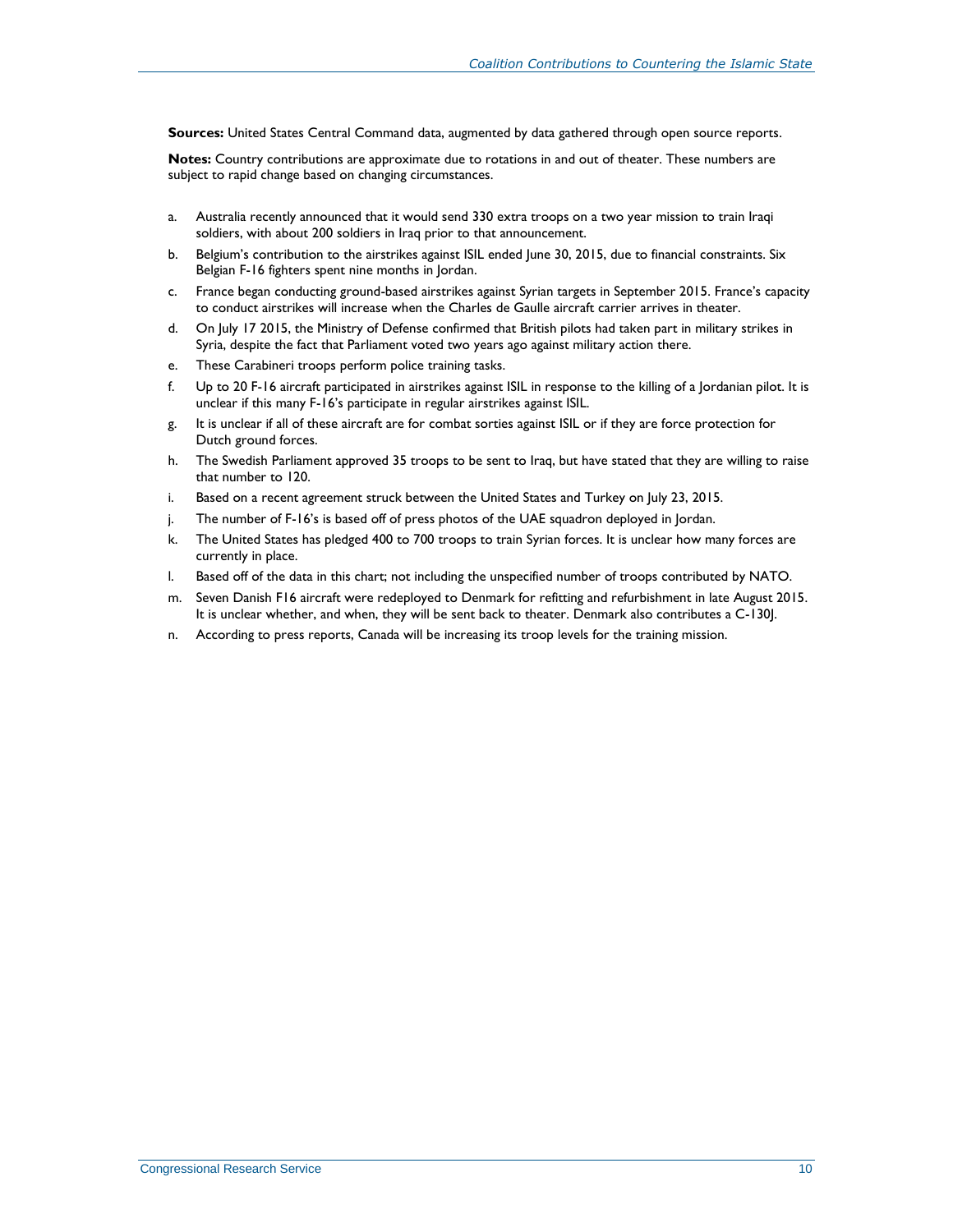**Sources:** United States Central Command data, augmented by data gathered through open source reports.

**Notes:** Country contributions are approximate due to rotations in and out of theater. These numbers are subject to rapid change based on changing circumstances.

a. Australia recently announced that it would send 330 extra troops on a two year mission to train Iraqi soldiers, with about 200 soldiers in Iraq prior to that announcement.

b. Belgium's contribution to the airstrikes against ISIL ended June 30, 2015, due to financial constraints. Six Belgian F-16 fighters spent nine months in Jordan.

c. France began conducting ground-based airstrikes against Syrian targets in September 2015. France's capacity to conduct airstrikes will increase when the Charles de Gaulle aircraft carrier arrives in theater.

d. On July 17 2015, the Ministry of Defense confirmed that British pilots had taken part in military strikes in Syria, despite the fact that Parliament voted two years ago against military action there.

e. These Carabineri troops perform police training tasks.

f. Up to 20 F-16 aircraft participated in airstrikes against ISIL in response to the killing of a Jordanian pilot. It is unclear if this many F-16's participate in regular airstrikes against ISIL.

g. It is unclear if all of these aircraft are for combat sorties against ISIL or if they are force protection for Dutch ground forces.

h. The Swedish Parliament approved 35 troops to be sent to Iraq, but have stated that they are willing to raise that number to 120.

i. Based on a recent agreement struck between the United States and Turkey on July 23, 2015.

j. The number of F-16's is based off of press photos of the UAE squadron deployed in Jordan.

k. The United States has pledged 400 to 700 troops to train Syrian forces. It is unclear how many forces are currently in place.

l. Based off of the data in this chart; not including the unspecified number of troops contributed by NATO.

m. Seven Danish F16 aircraft were redeployed to Denmark for refitting and refurbishment in late August 2015. It is unclear whether, and when, they will be sent back to theater. Denmark also contributes a C-130J.

n. According to press reports, Canada will be increasing its troop levels for the training mission.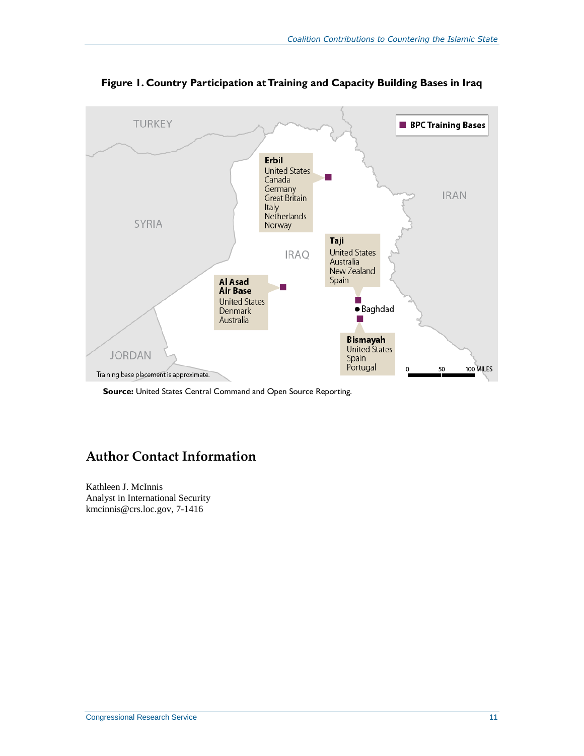**Figure 1. Country Participation at Training and Capacity Building Bases in Iraq**

TURKEY

BPC Training Bases

Erbil
United States
Canada
Germany
Great Britain
Italy
Netherlands
Norway

IRAN

SYRIA

IRAQ

Taji
United States
Australia
New Zealand
Spain

Al Asad Air Base
United States
Denmark
Australia

Baghdad

Bismayah
United States
Spain
Portugal

JORDAN

Training base placement is approximate.

0 50 100 MILES

**Source:** United States Central Command and Open Source Reporting.

## Author Contact Information

Kathleen J. McInnis
Analyst in International Security
kmcinnis@crs.loc.gov, 7-1416